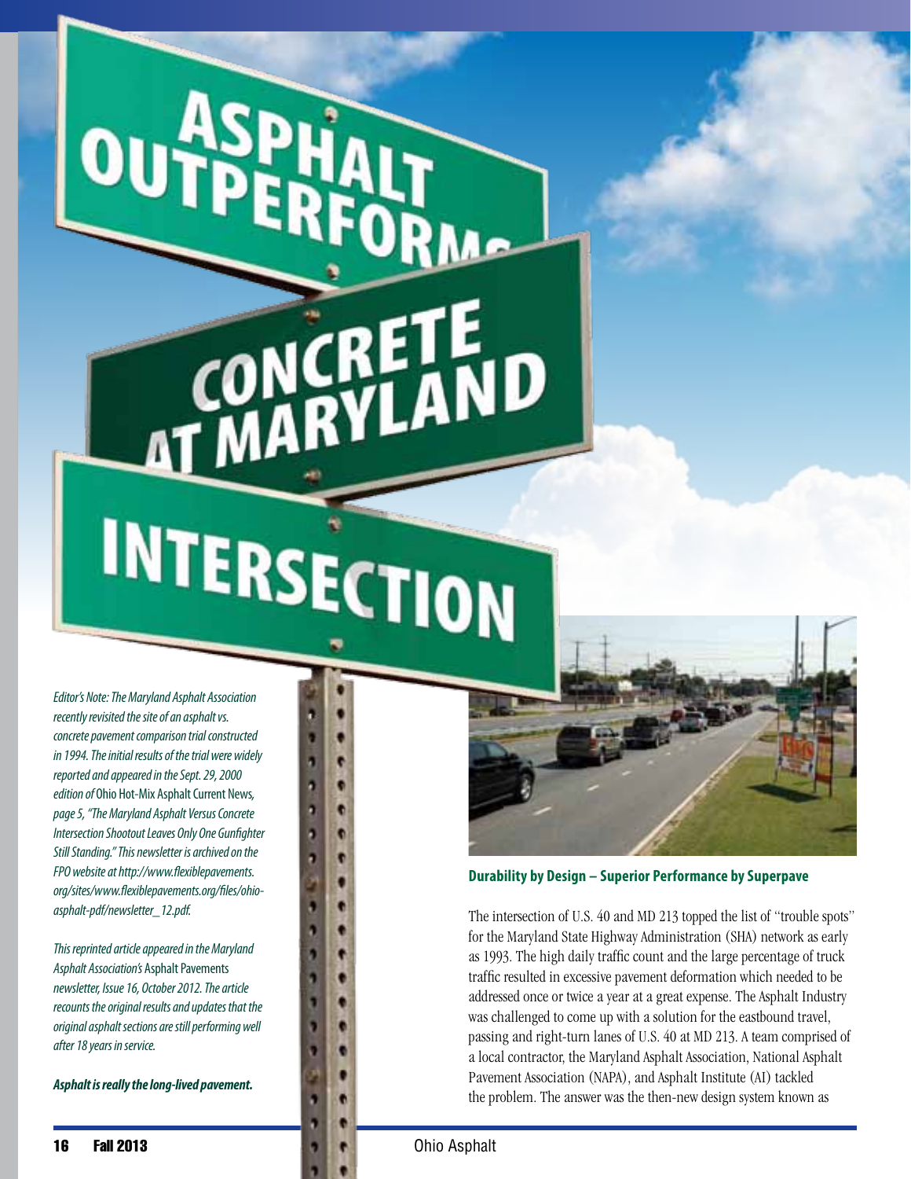# ASPHALT OUTPERFORMS CONCRETE AT MARYLAND INTERSECTION

*Editor's Note: The Maryland Asphalt Association recently revisited the site of an asphalt vs. concrete pavement comparison trial constructed in 1994. The initial results of the trial were widely reported and appeared in the Sept. 29, 2000 edition of* Ohio Hot-Mix Asphalt Current News, *page 5, "The Maryland Asphalt Versus Concrete Intersection Shootout Leaves Only One Gunfighter Still Standing." This newsletter is archived on the FPO website at http://www.flexiblepavements.org/sites/www.flexiblepavements.org/files/ohio-asphalt-pdf/newsletter_12.pdf.*

*This reprinted article appeared in the Maryland Asphalt Association's* Asphalt Pavements *newsletter, Issue 16, October 2012. The article recounts the original results and updates that the original asphalt sections are still performing well after 18 years in service.*

***Asphalt is really the long-lived pavement.***

**Durability by Design – Superior Performance by Superpave**

The intersection of U.S. 40 and MD 213 topped the list of "trouble spots" for the Maryland State Highway Administration (SHA) network as early as 1993. The high daily traffic count and the large percentage of truck traffic resulted in excessive pavement deformation which needed to be addressed once or twice a year at a great expense. The Asphalt Industry was challenged to come up with a solution for the eastbound travel, passing and right-turn lanes of U.S. 40 at MD 213. A team comprised of a local contractor, the Maryland Asphalt Association, National Asphalt Pavement Association (NAPA), and Asphalt Institute (AI) tackled the problem. The answer was the then-new design system known as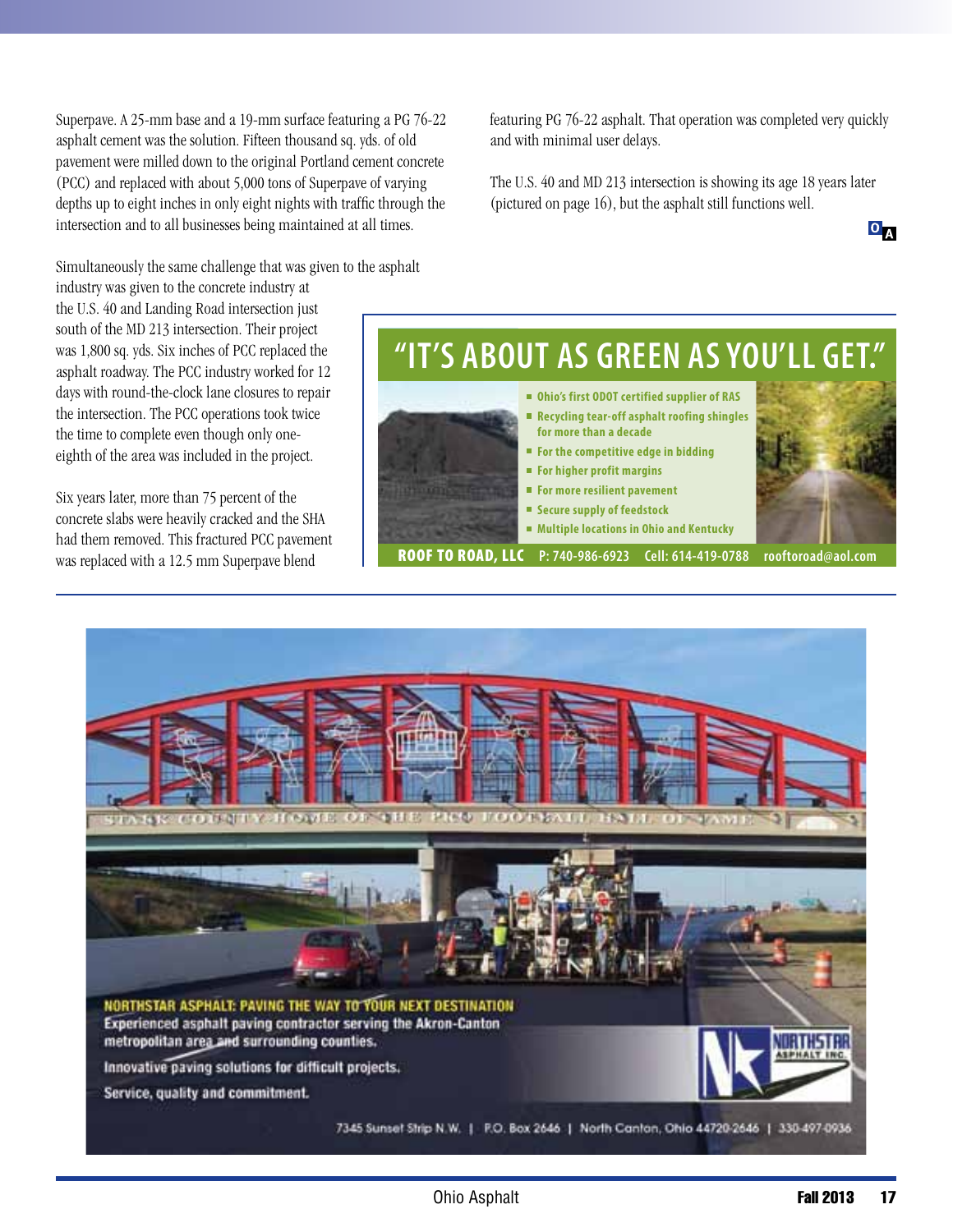Superpave. A 25-mm base and a 19-mm surface featuring a PG 76-22 asphalt cement was the solution. Fifteen thousand sq. yds. of old pavement were milled down to the original Portland cement concrete (PCC) and replaced with about 5,000 tons of Superpave of varying depths up to eight inches in only eight nights with traffic through the intersection and to all businesses being maintained at all times.

Simultaneously the same challenge that was given to the asphalt industry was given to the concrete industry at the U.S. 40 and Landing Road intersection just south of the MD 213 intersection. Their project was 1,800 sq. yds. Six inches of PCC replaced the asphalt roadway. The PCC industry worked for 12 days with round-the-clock lane closures to repair the intersection. The PCC operations took twice the time to complete even though only one-eighth of the area was included in the project.

Six years later, more than 75 percent of the concrete slabs were heavily cracked and the SHA had them removed. This fractured PCC pavement was replaced with a 12.5 mm Superpave blend featuring PG 76-22 asphalt. That operation was completed very quickly and with minimal user delays.

The U.S. 40 and MD 213 intersection is showing its age 18 years later (pictured on page 16), but the asphalt still functions well.

## "IT'S ABOUT AS GREEN AS YOU'LL GET."

- Ohio's first ODOT certified supplier of RAS
- Recycling tear-off asphalt roofing shingles for more than a decade
- For the competitive edge in bidding
- For higher profit margins
- For more resilient pavement
- Secure supply of feedstock
- Multiple locations in Ohio and Kentucky

**ROOF TO ROAD, LLC** P: 740-986-6923 Cell: 614-419-0788 rooftoroad@aol.com

STARK COUNTY HOME OF THE PRO FOOTBALL HALL OF FAME

**NORTHSTAR ASPHALT: PAVING THE WAY TO YOUR NEXT DESTINATION**

Experienced asphalt paving contractor serving the Akron-Canton metropolitan area and surrounding counties.

Innovative paving solutions for difficult projects.

Service, quality and commitment.

NORTHSTAR ASPHALT INC.

7345 Sunset Strip N.W. | P.O. Box 2646 | North Canton, Ohio 44720-2646 | 330-497-0936